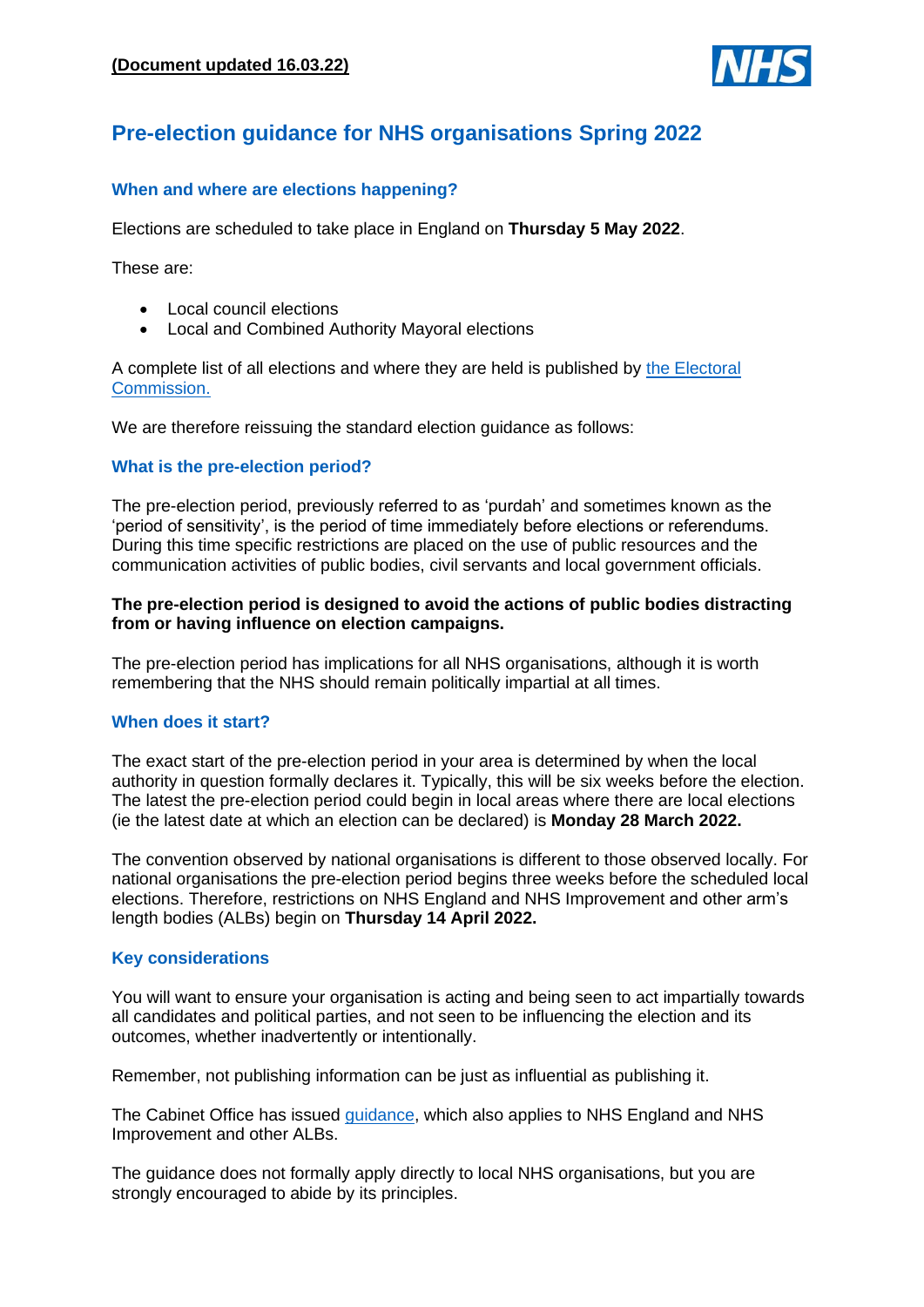**(Document updated 16.03.22)**

# Pre-election guidance for NHS organisations Spring 2022

## When and where are elections happening?

Elections are scheduled to take place in England on **Thursday 5 May 2022**.

These are:

- Local council elections
- Local and Combined Authority Mayoral elections

A complete list of all elections and where they are held is published by the Electoral Commission.

We are therefore reissuing the standard election guidance as follows:

## What is the pre-election period?

The pre-election period, previously referred to as 'purdah' and sometimes known as the 'period of sensitivity', is the period of time immediately before elections or referendums. During this time specific restrictions are placed on the use of public resources and the communication activities of public bodies, civil servants and local government officials.

**The pre-election period is designed to avoid the actions of public bodies distracting from or having influence on election campaigns.**

The pre-election period has implications for all NHS organisations, although it is worth remembering that the NHS should remain politically impartial at all times.

## When does it start?

The exact start of the pre-election period in your area is determined by when the local authority in question formally declares it. Typically, this will be six weeks before the election. The latest the pre-election period could begin in local areas where there are local elections (ie the latest date at which an election can be declared) is **Monday 28 March 2022.**

The convention observed by national organisations is different to those observed locally. For national organisations the pre-election period begins three weeks before the scheduled local elections. Therefore, restrictions on NHS England and NHS Improvement and other arm's length bodies (ALBs) begin on **Thursday 14 April 2022.**

## Key considerations

You will want to ensure your organisation is acting and being seen to act impartially towards all candidates and political parties, and not seen to be influencing the election and its outcomes, whether inadvertently or intentionally.

Remember, not publishing information can be just as influential as publishing it.

The Cabinet Office has issued guidance, which also applies to NHS England and NHS Improvement and other ALBs.

The guidance does not formally apply directly to local NHS organisations, but you are strongly encouraged to abide by its principles.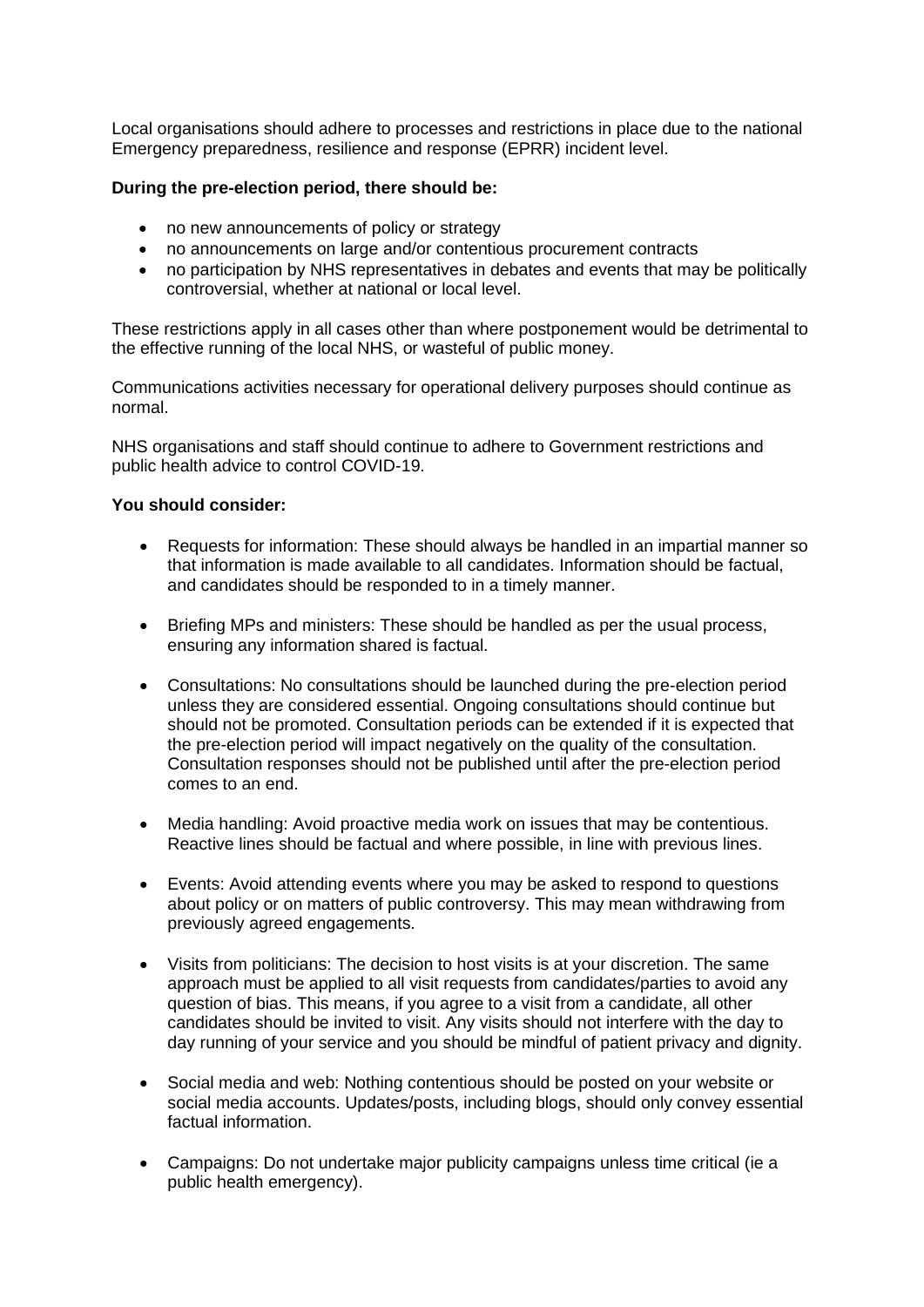Local organisations should adhere to processes and restrictions in place due to the national Emergency preparedness, resilience and response (EPRR) incident level.

**During the pre-election period, there should be:**

- no new announcements of policy or strategy
- no announcements on large and/or contentious procurement contracts
- no participation by NHS representatives in debates and events that may be politically controversial, whether at national or local level.

These restrictions apply in all cases other than where postponement would be detrimental to the effective running of the local NHS, or wasteful of public money.

Communications activities necessary for operational delivery purposes should continue as normal.

NHS organisations and staff should continue to adhere to Government restrictions and public health advice to control COVID-19.

**You should consider:**

- Requests for information: These should always be handled in an impartial manner so that information is made available to all candidates. Information should be factual, and candidates should be responded to in a timely manner.

- Briefing MPs and ministers: These should be handled as per the usual process, ensuring any information shared is factual.

- Consultations: No consultations should be launched during the pre-election period unless they are considered essential. Ongoing consultations should continue but should not be promoted. Consultation periods can be extended if it is expected that the pre-election period will impact negatively on the quality of the consultation. Consultation responses should not be published until after the pre-election period comes to an end.

- Media handling: Avoid proactive media work on issues that may be contentious. Reactive lines should be factual and where possible, in line with previous lines.

- Events: Avoid attending events where you may be asked to respond to questions about policy or on matters of public controversy. This may mean withdrawing from previously agreed engagements.

- Visits from politicians: The decision to host visits is at your discretion. The same approach must be applied to all visit requests from candidates/parties to avoid any question of bias. This means, if you agree to a visit from a candidate, all other candidates should be invited to visit. Any visits should not interfere with the day to day running of your service and you should be mindful of patient privacy and dignity.

- Social media and web: Nothing contentious should be posted on your website or social media accounts. Updates/posts, including blogs, should only convey essential factual information.

- Campaigns: Do not undertake major publicity campaigns unless time critical (ie a public health emergency).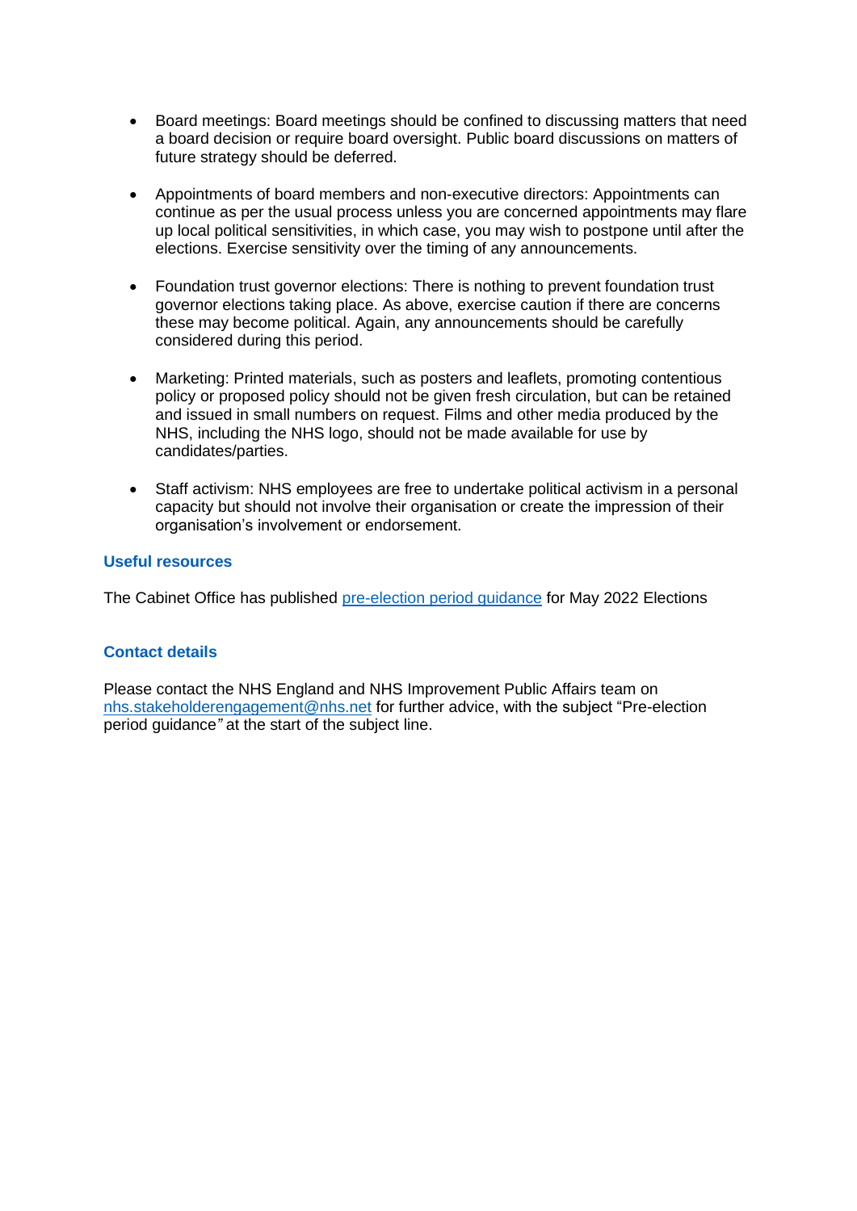- Board meetings: Board meetings should be confined to discussing matters that need a board decision or require board oversight. Public board discussions on matters of future strategy should be deferred.

- Appointments of board members and non-executive directors: Appointments can continue as per the usual process unless you are concerned appointments may flare up local political sensitivities, in which case, you may wish to postpone until after the elections. Exercise sensitivity over the timing of any announcements.

- Foundation trust governor elections: There is nothing to prevent foundation trust governor elections taking place. As above, exercise caution if there are concerns these may become political. Again, any announcements should be carefully considered during this period.

- Marketing: Printed materials, such as posters and leaflets, promoting contentious policy or proposed policy should not be given fresh circulation, but can be retained and issued in small numbers on request. Films and other media produced by the NHS, including the NHS logo, should not be made available for use by candidates/parties.

- Staff activism: NHS employees are free to undertake political activism in a personal capacity but should not involve their organisation or create the impression of their organisation's involvement or endorsement.

### Useful resources

The Cabinet Office has published [pre-election period guidance]() for May 2022 Elections

### Contact details

Please contact the NHS England and NHS Improvement Public Affairs team on [nhs.stakeholderengagement@nhs.net](mailto:nhs.stakeholderengagement@nhs.net) for further advice, with the subject "Pre-election period guidance*"* at the start of the subject line.